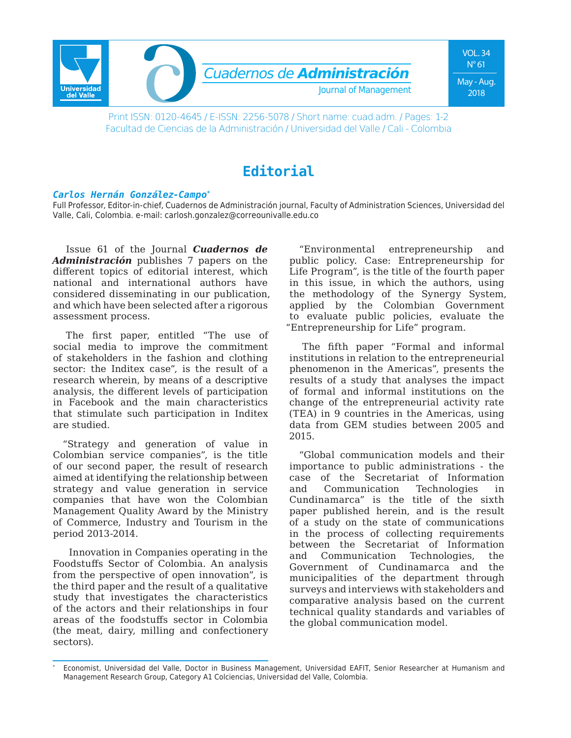# Editorial

***Carlos Hernán González-Campo****

Full Professor, Editor-in-chief, Cuadernos de Administración journal, Faculty of Administration Sciences, Universidad del Valle, Cali, Colombia. e-mail: carlosh.gonzalez@correounivalle.edu.co

Issue 61 of the Journal ***Cuadernos de Administración*** publishes 7 papers on the different topics of editorial interest, which national and international authors have considered disseminating in our publication, and which have been selected after a rigorous assessment process.

The first paper, entitled "The use of social media to improve the commitment of stakeholders in the fashion and clothing sector: the Inditex case", is the result of a research wherein, by means of a descriptive analysis, the different levels of participation in Facebook and the main characteristics that stimulate such participation in Inditex are studied.

"Strategy and generation of value in Colombian service companies", is the title of our second paper, the result of research aimed at identifying the relationship between strategy and value generation in service companies that have won the Colombian Management Quality Award by the Ministry of Commerce, Industry and Tourism in the period 2013-2014.

Innovation in Companies operating in the Foodstuffs Sector of Colombia. An analysis from the perspective of open innovation", is the third paper and the result of a qualitative study that investigates the characteristics of the actors and their relationships in four areas of the foodstuffs sector in Colombia (the meat, dairy, milling and confectionery sectors).

"Environmental entrepreneurship and public policy. Case: Entrepreneurship for Life Program", is the title of the fourth paper in this issue, in which the authors, using the methodology of the Synergy System, applied by the Colombian Government to evaluate public policies, evaluate the "Entrepreneurship for Life" program.

The fifth paper "Formal and informal institutions in relation to the entrepreneurial phenomenon in the Americas", presents the results of a study that analyses the impact of formal and informal institutions on the change of the entrepreneurial activity rate (TEA) in 9 countries in the Americas, using data from GEM studies between 2005 and 2015.

"Global communication models and their importance to public administrations - the case of the Secretariat of Information and Communication Technologies in Cundinamarca" is the title of the sixth paper published herein, and is the result of a study on the state of communications in the process of collecting requirements between the Secretariat of Information and Communication Technologies, the Government of Cundinamarca and the municipalities of the department through surveys and interviews with stakeholders and comparative analysis based on the current technical quality standards and variables of the global communication model.

---

* Economist, Universidad del Valle, Doctor in Business Management, Universidad EAFIT, Senior Researcher at Humanism and Management Research Group, Category A1 Colciencias, Universidad del Valle, Colombia.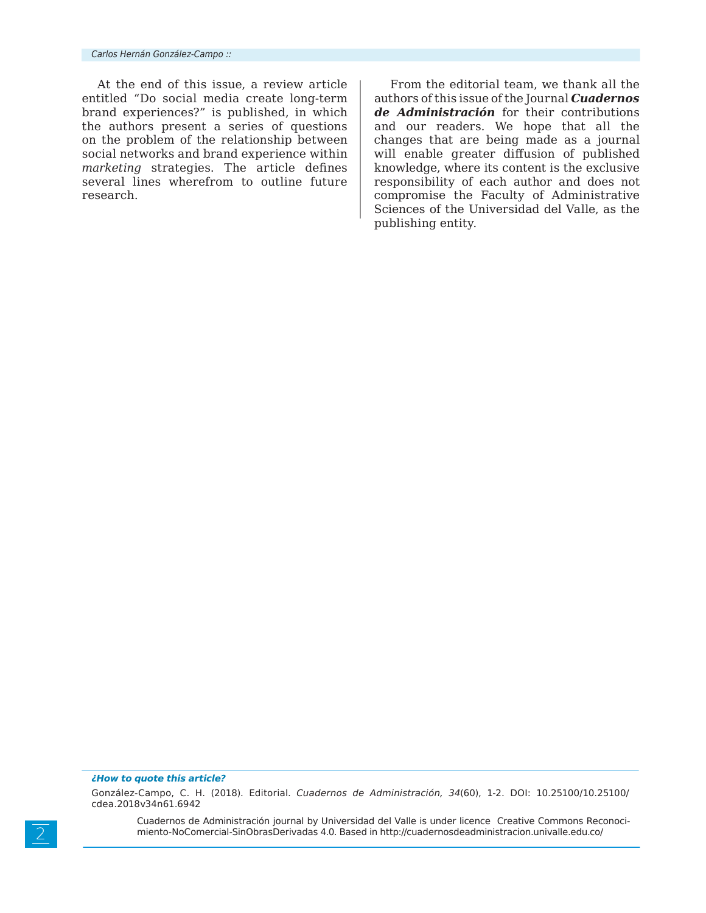At the end of this issue, a review article entitled "Do social media create long-term brand experiences?" is published, in which the authors present a series of questions on the problem of the relationship between social networks and brand experience within *marketing* strategies. The article defines several lines wherefrom to outline future research.

From the editorial team, we thank all the authors of this issue of the Journal ***Cuadernos de Administración*** for their contributions and our readers. We hope that all the changes that are being made as a journal will enable greater diffusion of published knowledge, where its content is the exclusive responsibility of each author and does not compromise the Faculty of Administrative Sciences of the Universidad del Valle, as the publishing entity.

***¿How to quote this article?***

González-Campo, C. H. (2018). Editorial. *Cuadernos de Administración, 34*(60), 1-2. DOI: 10.25100/10.25100/cdea.2018v34n61.6942

Cuadernos de Administración journal by Universidad del Valle is under licence Creative Commons Reconocimiento-NoComercial-SinObrasDerivadas 4.0. Based in http://cuadernosdeadministracion.univalle.edu.co/